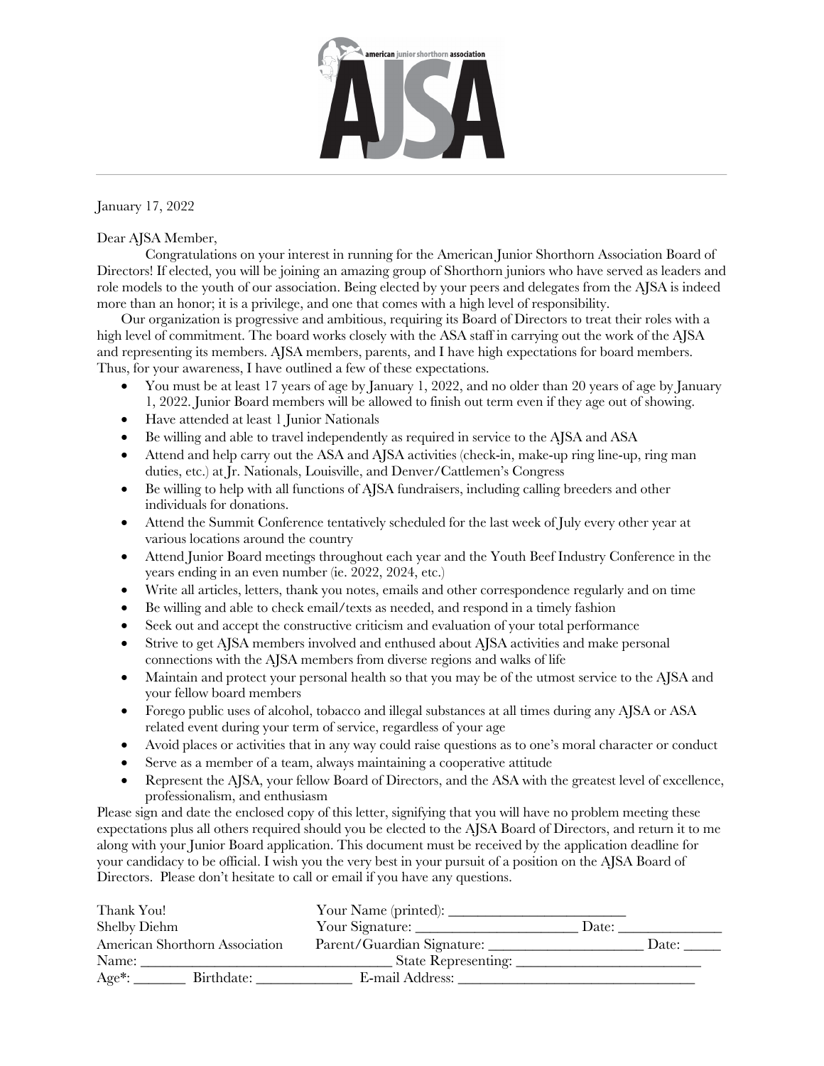american junior shorthorn association

**AJSA**

---

January 17, 2022

Dear AJSA Member,

Congratulations on your interest in running for the American Junior Shorthorn Association Board of Directors! If elected, you will be joining an amazing group of Shorthorn juniors who have served as leaders and role models to the youth of our association. Being elected by your peers and delegates from the AJSA is indeed more than an honor; it is a privilege, and one that comes with a high level of responsibility.

Our organization is progressive and ambitious, requiring its Board of Directors to treat their roles with a high level of commitment. The board works closely with the ASA staff in carrying out the work of the AJSA and representing its members. AJSA members, parents, and I have high expectations for board members. Thus, for your awareness, I have outlined a few of these expectations.

- You must be at least 17 years of age by January 1, 2022, and no older than 20 years of age by January 1, 2022. Junior Board members will be allowed to finish out term even if they age out of showing.
- Have attended at least 1 Junior Nationals
- Be willing and able to travel independently as required in service to the AJSA and ASA
- Attend and help carry out the ASA and AJSA activities (check-in, make-up ring line-up, ring man duties, etc.) at Jr. Nationals, Louisville, and Denver/Cattlemen's Congress
- Be willing to help with all functions of AJSA fundraisers, including calling breeders and other individuals for donations.
- Attend the Summit Conference tentatively scheduled for the last week of July every other year at various locations around the country
- Attend Junior Board meetings throughout each year and the Youth Beef Industry Conference in the years ending in an even number (ie. 2022, 2024, etc.)
- Write all articles, letters, thank you notes, emails and other correspondence regularly and on time
- Be willing and able to check email/texts as needed, and respond in a timely fashion
- Seek out and accept the constructive criticism and evaluation of your total performance
- Strive to get AJSA members involved and enthused about AJSA activities and make personal connections with the AJSA members from diverse regions and walks of life
- Maintain and protect your personal health so that you may be of the utmost service to the AJSA and your fellow board members
- Forego public uses of alcohol, tobacco and illegal substances at all times during any AJSA or ASA related event during your term of service, regardless of your age
- Avoid places or activities that in any way could raise questions as to one's moral character or conduct
- Serve as a member of a team, always maintaining a cooperative attitude
- Represent the AJSA, your fellow Board of Directors, and the ASA with the greatest level of excellence, professionalism, and enthusiasm

Please sign and date the enclosed copy of this letter, signifying that you will have no problem meeting these expectations plus all others required should you be elected to the AJSA Board of Directors, and return it to me along with your Junior Board application. This document must be received by the application deadline for your candidacy to be official. I wish you the very best in your pursuit of a position on the AJSA Board of Directors. Please don't hesitate to call or email if you have any questions.

Thank You!
Shelby Diehm
American Shorthorn Association

Your Name (printed): ________________________

Your Signature: ______________________ Date: ______________

Parent/Guardian Signature: _____________________ Date: _____

Name: _________________________________ State Representing: _________________________

Age*: _______ Birthdate: _____________ E-mail Address: ________________________________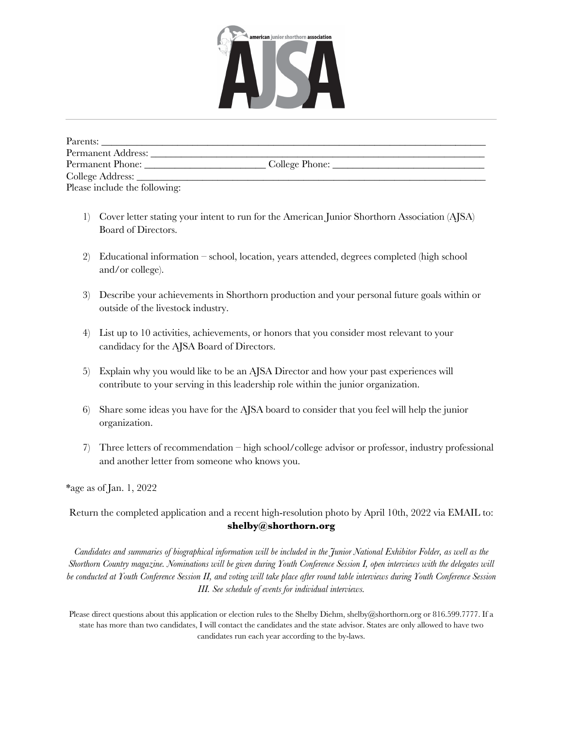Parents: ___________________________________________________________________________
Permanent Address: ___________________________________________________________________
Permanent Phone: _______________________ College Phone: _____________________________
College Address: _____________________________________________________________________
Please include the following:

1) Cover letter stating your intent to run for the American Junior Shorthorn Association (AJSA) Board of Directors.

2) Educational information – school, location, years attended, degrees completed (high school and/or college).

3) Describe your achievements in Shorthorn production and your personal future goals within or outside of the livestock industry.

4) List up to 10 activities, achievements, or honors that you consider most relevant to your candidacy for the AJSA Board of Directors.

5) Explain why you would like to be an AJSA Director and how your past experiences will contribute to your serving in this leadership role within the junior organization.

6) Share some ideas you have for the AJSA board to consider that you feel will help the junior organization.

7) Three letters of recommendation – high school/college advisor or professor, industry professional and another letter from someone who knows you.

*age as of Jan. 1, 2022

Return the completed application and a recent high-resolution photo by April 10th, 2022 via EMAIL to: **shelby@shorthorn.org**

*Candidates and summaries of biographical information will be included in the Junior National Exhibitor Folder, as well as the Shorthorn Country magazine. Nominations will be given during Youth Conference Session I, open interviews with the delegates will be conducted at Youth Conference Session II, and voting will take place after round table interviews during Youth Conference Session III. See schedule of events for individual interviews.*

Please direct questions about this application or election rules to the Shelby Diehm, shelby@shorthorn.org or 816.599.7777. If a state has more than two candidates, I will contact the candidates and the state advisor. States are only allowed to have two candidates run each year according to the by-laws.